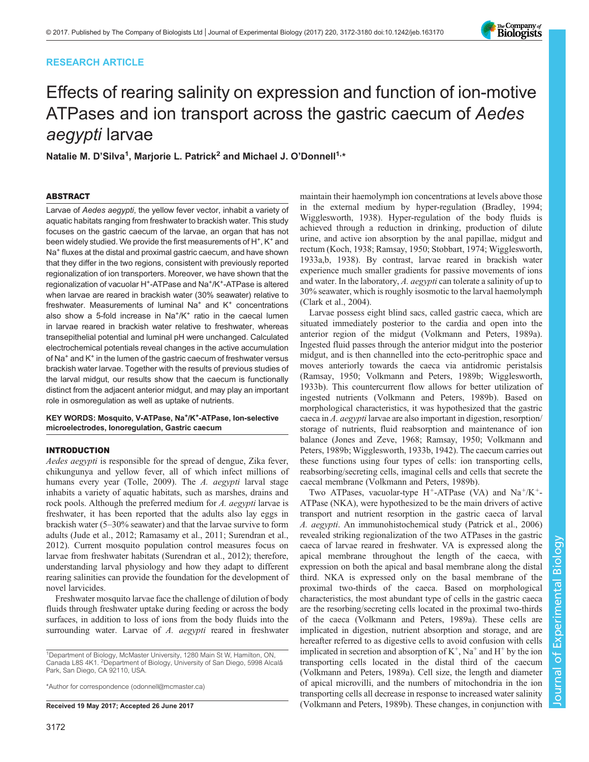RESEARCH ARTICLE

# Effects of rearing salinity on expression and function of ion-motive ATPases and ion transport across the gastric caecum of *Aedes aegypti* larvae

**Natalie M. D'Silva[1], Marjorie L. Patrick[2] and Michael J. O'Donnell[1,*]**

## ABSTRACT

Larvae of *Aedes aegypti*, the yellow fever vector, inhabit a variety of aquatic habitats ranging from freshwater to brackish water. This study focuses on the gastric caecum of the larvae, an organ that has not been widely studied. We provide the first measurements of $H^+$, $K^+$ and $Na^+$ fluxes at the distal and proximal gastric caecum, and have shown that they differ in the two regions, consistent with previously reported regionalization of ion transporters. Moreover, we have shown that the regionalization of vacuolar $H^+$-ATPase and $Na^+$/$K^+$-ATPase is altered when larvae are reared in brackish water (30% seawater) relative to freshwater. Measurements of luminal $Na^+$ and $K^+$ concentrations also show a 5-fold increase in $Na^+$/$K^+$ ratio in the caecal lumen in larvae reared in brackish water relative to freshwater, whereas transepithelial potential and luminal pH were unchanged. Calculated electrochemical potentials reveal changes in the active accumulation of $Na^+$ and $K^+$ in the lumen of the gastric caecum of freshwater versus brackish water larvae. Together with the results of previous studies of the larval midgut, our results show that the caecum is functionally distinct from the adjacent anterior midgut, and may play an important role in osmoregulation as well as uptake of nutrients.

**KEY WORDS: Mosquito, V-ATPase, $Na^+$/$K^+$-ATPase, Ion-selective microelectrodes, Ionoregulation, Gastric caecum**

## INTRODUCTION

*Aedes aegypti* is responsible for the spread of dengue, Zika fever, chikungunya and yellow fever, all of which infect millions of humans every year (Tolle, 2009). The *A. aegypti* larval stage inhabits a variety of aquatic habitats, such as marshes, drains and rock pools. Although the preferred medium for *A. aegypti* larvae is freshwater, it has been reported that the adults also lay eggs in brackish water (5–30% seawater) and that the larvae survive to form adults (Jude et al., 2012; Ramasamy et al., 2011; Surendran et al., 2012). Current mosquito population control measures focus on larvae from freshwater habitats (Surendran et al., 2012); therefore, understanding larval physiology and how they adapt to different rearing salinities can provide the foundation for the development of novel larvicides.

Freshwater mosquito larvae face the challenge of dilution of body fluids through freshwater uptake during feeding or across the body surfaces, in addition to loss of ions from the body fluids into the surrounding water. Larvae of *A. aegypti* reared in freshwater maintain their haemolymph ion concentrations at levels above those in the external medium by hyper-regulation (Bradley, 1994; Wigglesworth, 1938). Hyper-regulation of the body fluids is achieved through a reduction in drinking, production of dilute urine, and active ion absorption by the anal papillae, midgut and rectum (Koch, 1938; Ramsay, 1950; Stobbart, 1974; Wigglesworth, 1933a,b, 1938). By contrast, larvae reared in brackish water experience much smaller gradients for passive movements of ions and water. In the laboratory, *A. aegypti* can tolerate a salinity of up to 30% seawater, which is roughly isosmotic to the larval haemolymph (Clark et al., 2004).

Larvae possess eight blind sacs, called gastric caeca, which are situated immediately posterior to the cardia and open into the anterior region of the midgut (Volkmann and Peters, 1989a). Ingested fluid passes through the anterior midgut into the posterior midgut, and is then channelled into the ecto-peritrophic space and moves anteriorly towards the caeca via antidromic peristalsis (Ramsay, 1950; Volkmann and Peters, 1989b; Wigglesworth, 1933b). This countercurrent flow allows for better utilization of ingested nutrients (Volkmann and Peters, 1989b). Based on morphological characteristics, it was hypothesized that the gastric caeca in *A. aegypti* larvae are also important in digestion, resorption/storage of nutrients, fluid reabsorption and maintenance of ion balance (Jones and Zeve, 1968; Ramsay, 1950; Volkmann and Peters, 1989b; Wigglesworth, 1933b, 1942). The caecum carries out these functions using four types of cells: ion transporting cells, reabsorbing/secreting cells, imaginal cells and cells that secrete the caecal membrane (Volkmann and Peters, 1989b).

Two ATPases, vacuolar-type $H^+$-ATPase (VA) and $Na^+$/$K^+$-ATPase (NKA), were hypothesized to be the main drivers of active transport and nutrient resorption in the gastric caeca of larval *A. aegypti*. An immunohistochemical study (Patrick et al., 2006) revealed striking regionalization of the two ATPases in the gastric caeca of larvae reared in freshwater. VA is expressed along the apical membrane throughout the length of the caeca, with expression on both the apical and basal membrane along the distal third. NKA is expressed only on the basal membrane of the proximal two-thirds of the caeca. Based on morphological characteristics, the most abundant type of cells in the gastric caeca are the resorbing/secreting cells located in the proximal two-thirds of the caeca (Volkmann and Peters, 1989a). These cells are implicated in digestion, nutrient absorption and storage, and are hereafter referred to as digestive cells to avoid confusion with cells implicated in secretion and absorption of $K^+$, $Na^+$ and $H^+$ by the ion transporting cells located in the distal third of the caecum (Volkmann and Peters, 1989a). Cell size, the length and diameter of apical microvilli, and the numbers of mitochondria in the ion transporting cells all decrease in response to increased water salinity (Volkmann and Peters, 1989b). These changes, in conjunction with

[1]Department of Biology, McMaster University, 1280 Main St W, Hamilton, ON, Canada L8S 4K1. [2]Department of Biology, University of San Diego, 5998 Alcalá Park, San Diego, CA 92110, USA.

*Author for correspondence (odonnell@mcmaster.ca)

**Received 19 May 2017; Accepted 26 June 2017**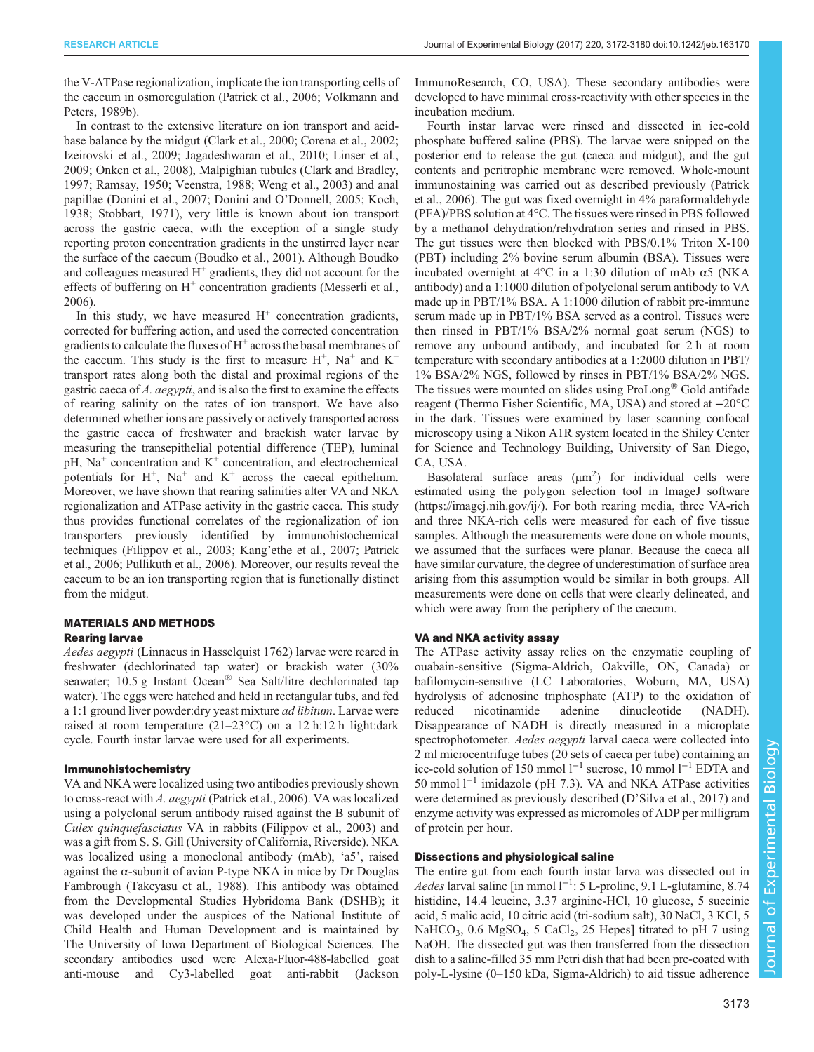the V-ATPase regionalization, implicate the ion transporting cells of the caecum in osmoregulation (Patrick et al., 2006; Volkmann and Peters, 1989b).

In contrast to the extensive literature on ion transport and acid-base balance by the midgut (Clark et al., 2000; Corena et al., 2002; Izeirovski et al., 2009; Jagadeshwaran et al., 2010; Linser et al., 2009; Onken et al., 2008), Malpighian tubules (Clark and Bradley, 1997; Ramsay, 1950; Veenstra, 1988; Weng et al., 2003) and anal papillae (Donini et al., 2007; Donini and O'Donnell, 2005; Koch, 1938; Stobbart, 1971), very little is known about ion transport across the gastric caeca, with the exception of a single study reporting proton concentration gradients in the unstirred layer near the surface of the caecum (Boudko et al., 2001). Although Boudko and colleagues measured $H^+$ gradients, they did not account for the effects of buffering on $H^+$ concentration gradients (Messerli et al., 2006).

In this study, we have measured $H^+$ concentration gradients, corrected for buffering action, and used the corrected concentration gradients to calculate the fluxes of $H^+$ across the basal membranes of the caecum. This study is the first to measure $H^+$, $Na^+$ and $K^+$ transport rates along both the distal and proximal regions of the gastric caeca of *A. aegypti*, and is also the first to examine the effects of rearing salinity on the rates of ion transport. We have also determined whether ions are passively or actively transported across the gastric caeca of freshwater and brackish water larvae by measuring the transepithelial potential difference (TEP), luminal pH, $Na^+$ concentration and $K^+$ concentration, and electrochemical potentials for $H^+$, $Na^+$ and $K^+$ across the caecal epithelium. Moreover, we have shown that rearing salinities alter VA and NKA regionalization and ATPase activity in the gastric caeca. This study thus provides functional correlates of the regionalization of ion transporters previously identified by immunohistochemical techniques (Filippov et al., 2003; Kang'ethe et al., 2007; Patrick et al., 2006; Pullikuth et al., 2006). Moreover, our results reveal the caecum to be an ion transporting region that is functionally distinct from the midgut.

## MATERIALS AND METHODS

### Rearing larvae

*Aedes aegypti* (Linnaeus in Hasselquist 1762) larvae were reared in freshwater (dechlorinated tap water) or brackish water (30% seawater; 10.5 g Instant Ocean® Sea Salt/litre dechlorinated tap water). The eggs were hatched and held in rectangular tubs, and fed a 1:1 ground liver powder:dry yeast mixture *ad libitum*. Larvae were raised at room temperature (21–23°C) on a 12 h:12 h light:dark cycle. Fourth instar larvae were used for all experiments.

### Immunohistochemistry

VA and NKA were localized using two antibodies previously shown to cross-react with *A. aegypti* (Patrick et al., 2006). VA was localized using a polyclonal serum antibody raised against the B subunit of *Culex quinquefasciatus* VA in rabbits (Filippov et al., 2003) and was a gift from S. S. Gill (University of California, Riverside). NKA was localized using a monoclonal antibody (mAb), 'a5', raised against the α-subunit of avian P-type NKA in mice by Dr Douglas Fambrough (Takeyasu et al., 1988). This antibody was obtained from the Developmental Studies Hybridoma Bank (DSHB); it was developed under the auspices of the National Institute of Child Health and Human Development and is maintained by The University of Iowa Department of Biological Sciences. The secondary antibodies used were Alexa-Fluor-488-labelled goat anti-mouse and Cy3-labelled goat anti-rabbit (Jackson ImmunoResearch, CO, USA). These secondary antibodies were developed to have minimal cross-reactivity with other species in the incubation medium.

Fourth instar larvae were rinsed and dissected in ice-cold phosphate buffered saline (PBS). The larvae were snipped on the posterior end to release the gut (caeca and midgut), and the gut contents and peritrophic membrane were removed. Whole-mount immunostaining was carried out as described previously (Patrick et al., 2006). The gut was fixed overnight in 4% paraformaldehyde (PFA)/PBS solution at 4°C. The tissues were rinsed in PBS followed by a methanol dehydration/rehydration series and rinsed in PBS. The gut tissues were then blocked with PBS/0.1% Triton X-100 (PBT) including 2% bovine serum albumin (BSA). Tissues were incubated overnight at 4°C in a 1:30 dilution of mAb α5 (NKA antibody) and a 1:1000 dilution of polyclonal serum antibody to VA made up in PBT/1% BSA. A 1:1000 dilution of rabbit pre-immune serum made up in PBT/1% BSA served as a control. Tissues were then rinsed in PBT/1% BSA/2% normal goat serum (NGS) to remove any unbound antibody, and incubated for 2 h at room temperature with secondary antibodies at a 1:2000 dilution in PBT/1% BSA/2% NGS, followed by rinses in PBT/1% BSA/2% NGS. The tissues were mounted on slides using ProLong® Gold antifade reagent (Thermo Fisher Scientific, MA, USA) and stored at −20°C in the dark. Tissues were examined by laser scanning confocal microscopy using a Nikon A1R system located in the Shiley Center for Science and Technology Building, University of San Diego, CA, USA.

Basolateral surface areas (µm$^2$) for individual cells were estimated using the polygon selection tool in ImageJ software (https://imagej.nih.gov/ij/). For both rearing media, three VA-rich and three NKA-rich cells were measured for each of five tissue samples. Although the measurements were done on whole mounts, we assumed that the surfaces were planar. Because the caeca all have similar curvature, the degree of underestimation of surface area arising from this assumption would be similar in both groups. All measurements were done on cells that were clearly delineated, and which were away from the periphery of the caecum.

### VA and NKA activity assay

The ATPase activity assay relies on the enzymatic coupling of ouabain-sensitive (Sigma-Aldrich, Oakville, ON, Canada) or bafilomycin-sensitive (LC Laboratories, Woburn, MA, USA) hydrolysis of adenosine triphosphate (ATP) to the oxidation of reduced nicotinamide adenine dinucleotide (NADH). Disappearance of NADH is directly measured in a microplate spectrophotometer. *Aedes aegypti* larval caeca were collected into 2 ml microcentrifuge tubes (20 sets of caeca per tube) containing an ice-cold solution of 150 mmol l$^{-1}$ sucrose, 10 mmol l$^{-1}$ EDTA and 50 mmol l$^{-1}$ imidazole (pH 7.3). VA and NKA ATPase activities were determined as previously described (D'Silva et al., 2017) and enzyme activity was expressed as micromoles of ADP per milligram of protein per hour.

### Dissections and physiological saline

The entire gut from each fourth instar larva was dissected out in *Aedes* larval saline [in mmol l$^{-1}$: 5 L-proline, 9.1 L-glutamine, 8.74 histidine, 14.4 leucine, 3.37 arginine-HCl, 10 glucose, 5 succinic acid, 5 malic acid, 10 citric acid (tri-sodium salt), 30 NaCl, 3 KCl, 5 $NaHCO_3$, 0.6 $MgSO_4$, 5 $CaCl_2$, 25 Hepes] titrated to pH 7 using NaOH. The dissected gut was then transferred from the dissection dish to a saline-filled 35 mm Petri dish that had been pre-coated with poly-L-lysine (0–150 kDa, Sigma-Aldrich) to aid tissue adherence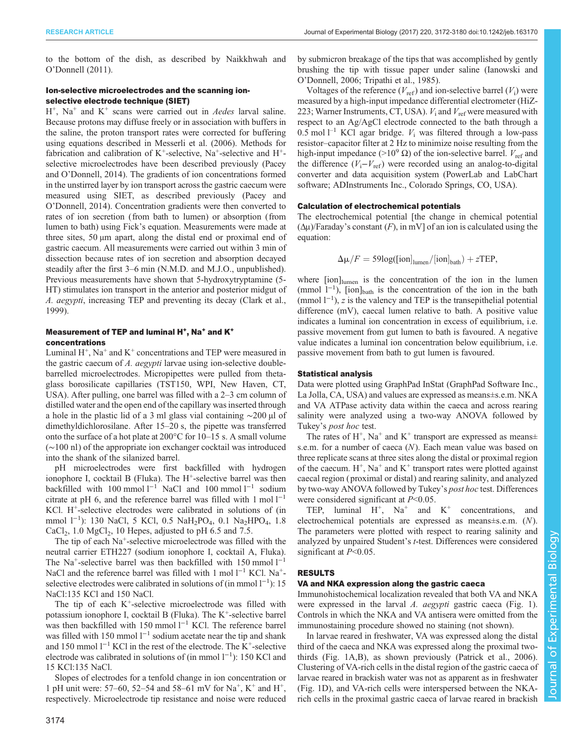to the bottom of the dish, as described by Naikkhwah and O'Donnell (2011).

### Ion-selective microelectrodes and the scanning ion-selective electrode technique (SIET)

$H^+$, $Na^+$ and $K^+$ scans were carried out in *Aedes* larval saline. Because protons may diffuse freely or in association with buffers in the saline, the proton transport rates were corrected for buffering using equations described in Messerli et al. (2006). Methods for fabrication and calibration of $K^+$-selective, $Na^+$-selective and $H^+$-selective microelectrodes have been described previously (Pacey and O'Donnell, 2014). The gradients of ion concentrations formed in the unstirred layer by ion transport across the gastric caecum were measured using SIET, as described previously (Pacey and O'Donnell, 2014). Concentration gradients were then converted to rates of ion secretion (from bath to lumen) or absorption (from lumen to bath) using Fick's equation. Measurements were made at three sites, 50 µm apart, along the distal end or proximal end of gastric caecum. All measurements were carried out within 3 min of dissection because rates of ion secretion and absorption decayed steadily after the first 3–6 min (N.M.D. and M.J.O., unpublished). Previous measurements have shown that 5-hydroxytryptamine (5-HT) stimulates ion transport in the anterior and posterior midgut of *A. aegypti*, increasing TEP and preventing its decay (Clark et al., 1999).

### Measurement of TEP and luminal $H^+$, $Na^+$ and $K^+$ concentrations

Luminal $H^+$, $Na^+$ and $K^+$ concentrations and TEP were measured in the gastric caecum of *A. aegypti* larvae using ion-selective double-barrelled microelectrodes. Micropipettes were pulled from theta-glass borosilicate capillaries (TST150, WPI, New Haven, CT, USA). After pulling, one barrel was filled with a 2–3 cm column of distilled water and the open end of the capillary was inserted through a hole in the plastic lid of a 3 ml glass vial containing ∼200 µl of dimethyldichlorosilane. After 15–20 s, the pipette was transferred onto the surface of a hot plate at 200°C for 10–15 s. A small volume (∼100 nl) of the appropriate ion exchanger cocktail was introduced into the shank of the silanized barrel.

pH microelectrodes were first backfilled with hydrogen ionophore I, cocktail B (Fluka). The $H^+$-selective barrel was then backfilled with 100 mmol $l^{-1}$ NaCl and 100 mmol $l^{-1}$ sodium citrate at pH 6, and the reference barrel was filled with 1 mol $l^{-1}$ KCl. $H^+$-selective electrodes were calibrated in solutions of (in mmol $l^{-1}$): 130 NaCl, 5 KCl, 0.5 $NaH_2PO_4$, 0.1 $Na_2HPO_4$, 1.8 $CaCl_2$, 1.0 $MgCl_2$, 10 Hepes, adjusted to pH 6.5 and 7.5.

The tip of each $Na^+$-selective microelectrode was filled with the neutral carrier ETH227 (sodium ionophore I, cocktail A, Fluka). The $Na^+$-selective barrel was then backfilled with 150 mmol $l^{-1}$ NaCl and the reference barrel was filled with 1 mol $l^{-1}$ KCl. $Na^+$-selective electrodes were calibrated in solutions of (in mmol $l^{-1}$): 15 NaCl:135 KCl and 150 NaCl.

The tip of each $K^+$-selective microelectrode was filled with potassium ionophore I, cocktail B (Fluka). The $K^+$-selective barrel was then backfilled with 150 mmol $l^{-1}$ KCl. The reference barrel was filled with 150 mmol $l^{-1}$ sodium acetate near the tip and shank and 150 mmol $l^{-1}$ KCl in the rest of the electrode. The $K^+$-selective electrode was calibrated in solutions of (in mmol $l^{-1}$): 150 KCl and 15 KCl:135 NaCl.

Slopes of electrodes for a tenfold change in ion concentration or 1 pH unit were: 57–60, 52–54 and 58–61 mV for $Na^+$, $K^+$ and $H^+$, respectively. Microelectrode tip resistance and noise were reduced by submicron breakage of the tips that was accomplished by gently brushing the tip with tissue paper under saline (Ianowski and O'Donnell, 2006; Tripathi et al., 1985).

Voltages of the reference ($V_{ref}$) and ion-selective barrel ($V_i$) were measured by a high-input impedance differential electrometer (HiZ-223; Warner Instruments, CT, USA). $V_i$ and $V_{ref}$ were measured with respect to an Ag/AgCl electrode connected to the bath through a 0.5 mol $l^{-1}$ KCl agar bridge. $V_i$ was filtered through a low-pass resistor–capacitor filter at 2 Hz to minimize noise resulting from the high-input impedance (>$10^9$ Ω) of the ion-selective barrel. $V_{ref}$ and the difference ($V_i$−$V_{ref}$) were recorded using an analog-to-digital converter and data acquisition system (PowerLab and LabChart software; ADInstruments Inc., Colorado Springs, CO, USA).

### Calculation of electrochemical potentials

The electrochemical potential [the change in chemical potential (Δµ)/Faraday's constant ($F$), in mV] of an ion is calculated using the equation:

$$\Delta\mu/F = 59\log([\text{ion}]_{\text{lumen}}/[\text{ion}]_{\text{bath}}) + z\text{TEP},$$

where $[\text{ion}]_{\text{lumen}}$ is the concentration of the ion in the lumen (mmol $l^{-1}$), $[\text{ion}]_{\text{bath}}$ is the concentration of the ion in the bath (mmol $l^{-1}$), $z$ is the valency and TEP is the transepithelial potential difference (mV), caecal lumen relative to bath. A positive value indicates a luminal ion concentration in excess of equilibrium, i.e. passive movement from gut lumen to bath is favoured. A negative value indicates a luminal ion concentration below equilibrium, i.e. passive movement from bath to gut lumen is favoured.

### Statistical analysis

Data were plotted using GraphPad InStat (GraphPad Software Inc., La Jolla, CA, USA) and values are expressed as means±s.e.m. NKA and VA ATPase activity data within the caeca and across rearing salinity were analyzed using a two-way ANOVA followed by Tukey's *post hoc* test.

The rates of $H^+$, $Na^+$ and $K^+$ transport are expressed as means± s.e.m. for a number of caeca ($N$). Each mean value was based on three replicate scans at three sites along the distal or proximal region of the caecum. $H^+$, $Na^+$ and $K^+$ transport rates were plotted against caecal region (proximal or distal) and rearing salinity, and analyzed by two-way ANOVA followed by Tukey's *post hoc* test. Differences were considered significant at $P$<0.05.

TEP, luminal $H^+$, $Na^+$ and $K^+$ concentrations, and electrochemical potentials are expressed as means±s.e.m. ($N$). The parameters were plotted with respect to rearing salinity and analyzed by unpaired Student's $t$-test. Differences were considered significant at $P$<0.05.

## RESULTS

### VA and NKA expression along the gastric caeca

Immunohistochemical localization revealed that both VA and NKA were expressed in the larval *A. aegypti* gastric caeca (Fig. 1). Controls in which the NKA and VA antisera were omitted from the immunostaining procedure showed no staining (not shown).

In larvae reared in freshwater, VA was expressed along the distal third of the caeca and NKA was expressed along the proximal two-thirds (Fig. 1A,B), as shown previously (Patrick et al., 2006). Clustering of VA-rich cells in the distal region of the gastric caeca of larvae reared in brackish water was not as apparent as in freshwater (Fig. 1D), and VA-rich cells were interspersed between the NKA-rich cells in the proximal gastric caeca of larvae reared in brackish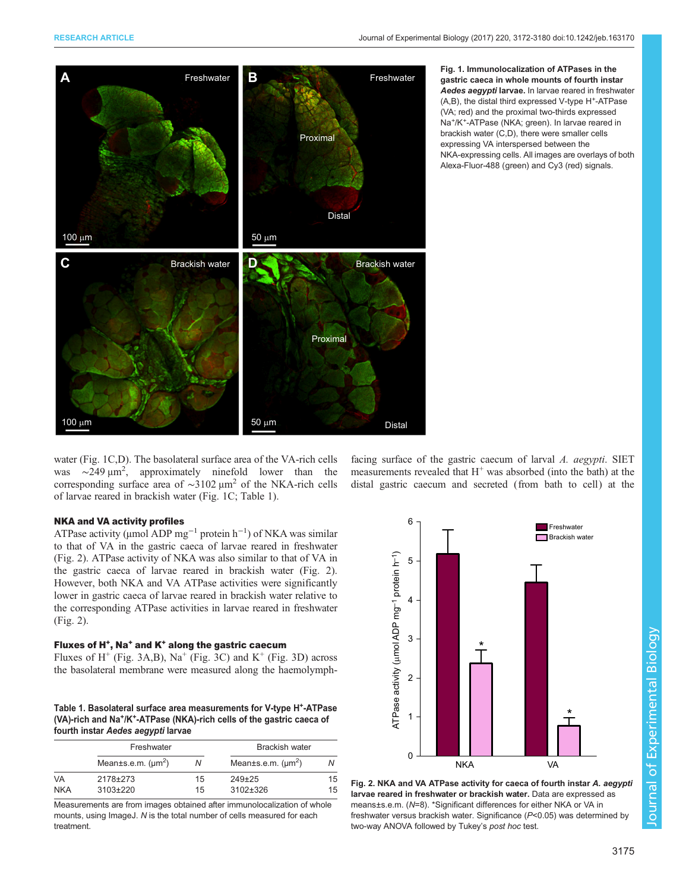A Freshwater

B Freshwater

Proximal

Distal

100 μm

50 μm

C Brackish water

D Brackish water

Proximal

Distal

100 μm

50 μm

**Fig. 1. Immunolocalization of ATPases in the gastric caeca in whole mounts of fourth instar *Aedes aegypti* larvae.** In larvae reared in freshwater (A,B), the distal third expressed V-type $H^+$-ATPase (VA; red) and the proximal two-thirds expressed $Na^+/K^+$-ATPase (NKA; green). In larvae reared in brackish water (C,D), there were smaller cells expressing VA interspersed between the NKA-expressing cells. All images are overlays of both Alexa-Fluor-488 (green) and Cy3 (red) signals.

water (Fig. 1C,D). The basolateral surface area of the VA-rich cells was ∼249 μm$^2$, approximately ninefold lower than the corresponding surface area of ∼3102 μm$^2$ of the NKA-rich cells of larvae reared in brackish water (Fig. 1C; Table 1).

### NKA and VA activity profiles

ATPase activity (μmol ADP mg$^{-1}$ protein h$^{-1}$) of NKA was similar to that of VA in the gastric caeca of larvae reared in freshwater (Fig. 2). ATPase activity of NKA was also similar to that of VA in the gastric caeca of larvae reared in brackish water (Fig. 2). However, both NKA and VA ATPase activities were significantly lower in gastric caeca of larvae reared in brackish water relative to the corresponding ATPase activities in larvae reared in freshwater (Fig. 2).

### Fluxes of $H^+$, $Na^+$ and $K^+$ along the gastric caecum

Fluxes of $H^+$ (Fig. 3A,B), $Na^+$ (Fig. 3C) and $K^+$ (Fig. 3D) across the basolateral membrane were measured along the haemolymph-facing surface of the gastric caecum of larval *A. aegypti*. SIET measurements revealed that $H^+$ was absorbed (into the bath) at the distal gastric caecum and secreted (from bath to cell) at the

**Table 1. Basolateral surface area measurements for V-type $H^+$-ATPase (VA)-rich and $Na^+/K^+$-ATPase (NKA)-rich cells of the gastric caeca of fourth instar *Aedes aegypti* larvae**

| | Freshwater | | Brackish water | |
|---|---|---|---|---|
| | Mean±s.e.m. (μm$^2$) | *N* | Mean±s.e.m. (μm$^2$) | *N* |
| VA | 2178±273 | 15 | 249±25 | 15 |
| NKA | 3103±220 | 15 | 3102±326 | 15 |

Measurements are from images obtained after immunolocalization of whole mounts, using ImageJ. *N* is the total number of cells measured for each treatment.

ATPase activity (μmol ADP mg$^{-1}$ protein h$^{-1}$)

0 1 2 3 4 5 6

Freshwater

Brackish water

NKA

VA

*

*

**Fig. 2. NKA and VA ATPase activity for caeca of fourth instar *A. aegypti* larvae reared in freshwater or brackish water.** Data are expressed as means±s.e.m. (*N*=8). *Significant differences for either NKA or VA in freshwater versus brackish water. Significance ($P$<0.05) was determined by two-way ANOVA followed by Tukey's *post hoc* test.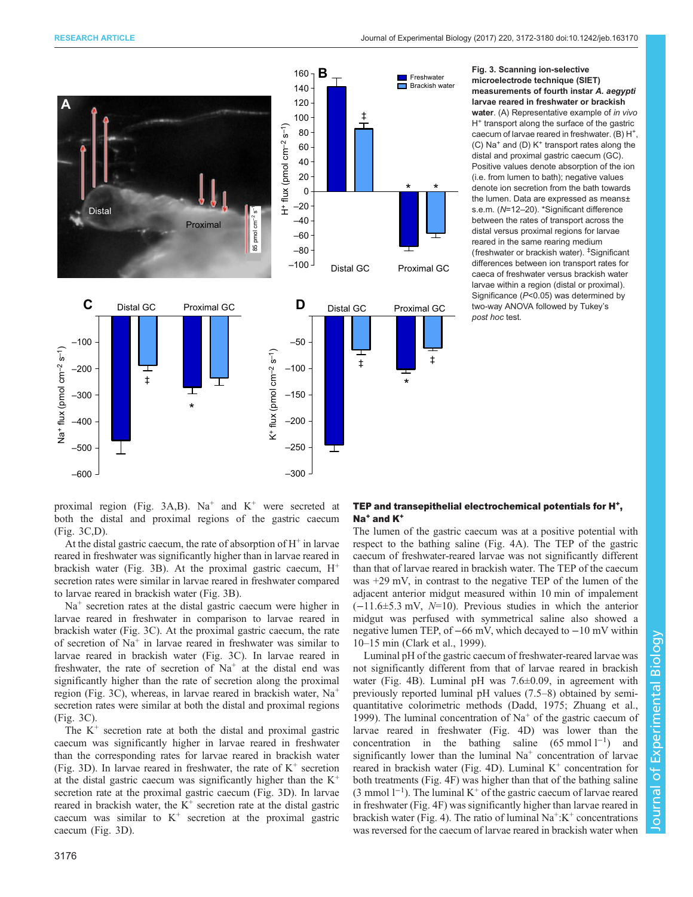A

Distal

Proximal

85 pmol cm−2 s−1

B

Freshwater

Brackish water

160
140
120
100
80
60
40
20
0
−20
−40
−60
−80
−100

H+ flux (pmol cm−2 s−1)

‡

*

*

Distal GC

Proximal GC

C

Distal GC

Proximal GC

−100
−200
−300
−400
−500
−600

Na+ flux (pmol cm−2 s−1)

‡

*

D

Distal GC

Proximal GC

−50
−100
−150
−200
−250
−300

K+ flux (pmol cm−2 s−1)

‡

‡

*

**Fig. 3. Scanning ion-selective microelectrode technique (SIET) measurements of fourth instar *A. aegypti* larvae reared in freshwater or brackish water.** (A) Representative example of *in vivo* $H^+$ transport along the surface of the gastric caecum of larvae reared in freshwater. (B) $H^+$, (C) $Na^+$ and (D) $K^+$ transport rates along the distal and proximal gastric caecum (GC). Positive values denote absorption of the ion (i.e. from lumen to bath); negative values denote ion secretion from the bath towards the lumen. Data are expressed as means± s.e.m. ($N$=12–20). *Significant difference between the rates of transport across the distal versus proximal regions for larvae reared in the same rearing medium (freshwater or brackish water). ‡Significant differences between ion transport rates for caeca of freshwater versus brackish water larvae within a region (distal or proximal). Significance ($P$<0.05) was determined by two-way ANOVA followed by Tukey's *post hoc* test.

proximal region (Fig. 3A,B). $Na^+$ and $K^+$ were secreted at both the distal and proximal regions of the gastric caecum (Fig. 3C,D).

At the distal gastric caecum, the rate of absorption of $H^+$ in larvae reared in freshwater was significantly higher than in larvae reared in brackish water (Fig. 3B). At the proximal gastric caecum, $H^+$ secretion rates were similar in larvae reared in freshwater compared to larvae reared in brackish water (Fig. 3B).

$Na^+$ secretion rates at the distal gastric caecum were higher in larvae reared in freshwater in comparison to larvae reared in brackish water (Fig. 3C). At the proximal gastric caecum, the rate of secretion of $Na^+$ in larvae reared in freshwater was similar to larvae reared in brackish water (Fig. 3C). In larvae reared in freshwater, the rate of secretion of $Na^+$ at the distal end was significantly higher than the rate of secretion along the proximal region (Fig. 3C), whereas, in larvae reared in brackish water, $Na^+$ secretion rates were similar at both the distal and proximal regions (Fig. 3C).

The $K^+$ secretion rate at both the distal and proximal gastric caecum was significantly higher in larvae reared in freshwater than the corresponding rates for larvae reared in brackish water (Fig. 3D). In larvae reared in freshwater, the rate of $K^+$ secretion at the distal gastric caecum was significantly higher than the $K^+$ secretion rate at the proximal gastric caecum (Fig. 3D). In larvae reared in brackish water, the $K^+$ secretion rate at the distal gastric caecum was similar to $K^+$ secretion at the proximal gastric caecum (Fig. 3D).

### TEP and transepithelial electrochemical potentials for $H^+$, $Na^+$ and $K^+$

The lumen of the gastric caecum was at a positive potential with respect to the bathing saline (Fig. 4A). The TEP of the gastric caecum of freshwater-reared larvae was not significantly different than that of larvae reared in brackish water. The TEP of the caecum was +29 mV, in contrast to the negative TEP of the lumen of the adjacent anterior midgut measured within 10 min of impalement (−11.6±5.3 mV, $N$=10). Previous studies in which the anterior midgut was perfused with symmetrical saline also showed a negative lumen TEP, of −66 mV, which decayed to −10 mV within 10–15 min (Clark et al., 1999).

Luminal pH of the gastric caecum of freshwater-reared larvae was not significantly different from that of larvae reared in brackish water (Fig. 4B). Luminal pH was 7.6±0.09, in agreement with previously reported luminal pH values (7.5–8) obtained by semi-quantitative colorimetric methods (Dadd, 1975; Zhuang et al., 1999). The luminal concentration of $Na^+$ of the gastric caecum of larvae reared in freshwater (Fig. 4D) was lower than the concentration in the bathing saline (65 mmol $l^{-1}$) and significantly lower than the luminal $Na^+$ concentration of larvae reared in brackish water (Fig. 4D). Luminal $K^+$ concentration for both treatments (Fig. 4F) was higher than that of the bathing saline (3 mmol $l^{-1}$). The luminal $K^+$ of the gastric caecum of larvae reared in freshwater (Fig. 4F) was significantly higher than larvae reared in brackish water (Fig. 4). The ratio of luminal $Na^+$:$K^+$ concentrations was reversed for the caecum of larvae reared in brackish water when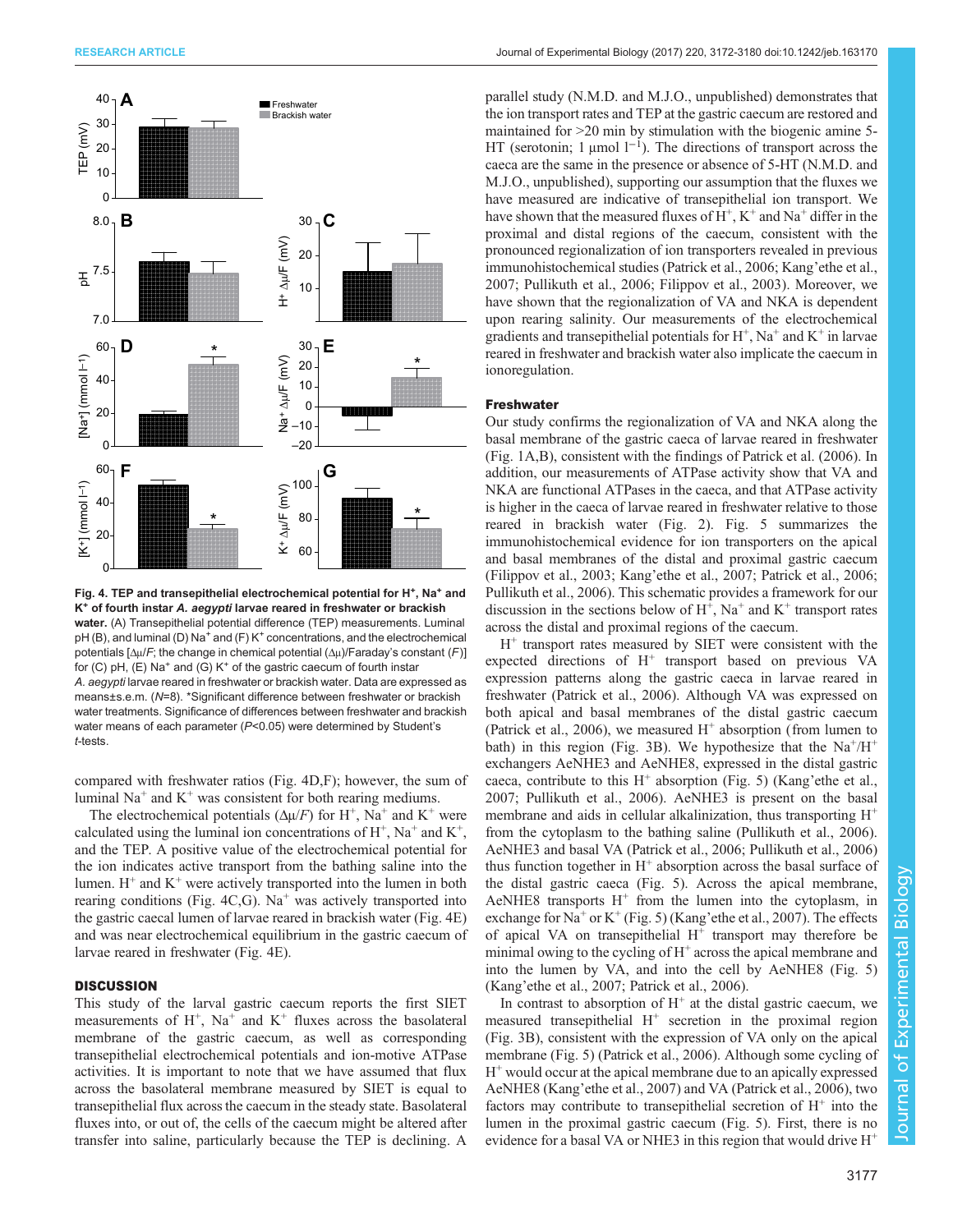40
A
30
TEP (mV)
20
10
0
Freshwater
Brackish water

8.0
B
pH
7.5
7.0

30
C
H⁺ Δμ/F (mV)
20
10

60
D
[Na⁺] (mmol l⁻¹)
40
20
0
*

30
E
Na⁺ Δμ/F (mV)
20
10
0
−10
−20
*

60
F
[K⁺] (mmol l⁻¹)
40
20
0
*

G
K⁺ Δμ/F (mV)
100
80
60
*

**Fig. 4. TEP and transepithelial electrochemical potential for $H^+$, $Na^+$ and $K^+$ of fourth instar *A. aegypti* larvae reared in freshwater or brackish water.** (A) Transepithelial potential difference (TEP) measurements. Luminal pH (B), and luminal (D) $Na^+$ and (F) $K^+$ concentrations, and the electrochemical potentials [$\Delta\mu/F$; the change in chemical potential ($\Delta\mu$)/Faraday's constant ($F$)] for (C) pH, (E) $Na^+$ and (G) $K^+$ of the gastric caecum of fourth instar *A. aegypti* larvae reared in freshwater or brackish water. Data are expressed as means±s.e.m. ($N$=8). *Significant difference between freshwater or brackish water treatments. Significance of differences between freshwater and brackish water means of each parameter ($P$<0.05) were determined by Student's *t*-tests.

compared with freshwater ratios (Fig. 4D,F); however, the sum of luminal $Na^+$ and $K^+$ was consistent for both rearing mediums.

The electrochemical potentials ($\Delta\mu/F$) for $H^+$, $Na^+$ and $K^+$ were calculated using the luminal ion concentrations of $H^+$, $Na^+$ and $K^+$, and the TEP. A positive value of the electrochemical potential for the ion indicates active transport from the bathing saline into the lumen. $H^+$ and $K^+$ were actively transported into the lumen in both rearing conditions (Fig. 4C,G). $Na^+$ was actively transported into the gastric caecal lumen of larvae reared in brackish water (Fig. 4E) and was near electrochemical equilibrium in the gastric caecum of larvae reared in freshwater (Fig. 4E).

## DISCUSSION

This study of the larval gastric caecum reports the first SIET measurements of $H^+$, $Na^+$ and $K^+$ fluxes across the basolateral membrane of the gastric caecum, as well as corresponding transepithelial electrochemical potentials and ion-motive ATPase activities. It is important to note that we have assumed that flux across the basolateral membrane measured by SIET is equal to transepithelial flux across the caecum in the steady state. Basolateral fluxes into, or out of, the cells of the caecum might be altered after transfer into saline, particularly because the TEP is declining. A parallel study (N.M.D. and M.J.O., unpublished) demonstrates that the ion transport rates and TEP at the gastric caecum are restored and maintained for >20 min by stimulation with the biogenic amine 5-HT (serotonin; 1 µmol $l^{-1}$). The directions of transport across the caeca are the same in the presence or absence of 5-HT (N.M.D. and M.J.O., unpublished), supporting our assumption that the fluxes we have measured are indicative of transepithelial ion transport. We have shown that the measured fluxes of $H^+$, $K^+$ and $Na^+$ differ in the proximal and distal regions of the caecum, consistent with the pronounced regionalization of ion transporters revealed in previous immunohistochemical studies (Patrick et al., 2006; Kang'ethe et al., 2007; Pullikuth et al., 2006; Filippov et al., 2003). Moreover, we have shown that the regionalization of VA and NKA is dependent upon rearing salinity. Our measurements of the electrochemical gradients and transepithelial potentials for $H^+$, $Na^+$ and $K^+$ in larvae reared in freshwater and brackish water also implicate the caecum in ionoregulation.

### Freshwater

Our study confirms the regionalization of VA and NKA along the basal membrane of the gastric caeca of larvae reared in freshwater (Fig. 1A,B), consistent with the findings of Patrick et al. (2006). In addition, our measurements of ATPase activity show that VA and NKA are functional ATPases in the caeca, and that ATPase activity is higher in the caeca of larvae reared in freshwater relative to those reared in brackish water (Fig. 2). Fig. 5 summarizes the immunohistochemical evidence for ion transporters on the apical and basal membranes of the distal and proximal gastric caecum (Filippov et al., 2003; Kang'ethe et al., 2007; Patrick et al., 2006; Pullikuth et al., 2006). This schematic provides a framework for our discussion in the sections below of $H^+$, $Na^+$ and $K^+$ transport rates across the distal and proximal regions of the caecum.

$H^+$ transport rates measured by SIET were consistent with the expected directions of $H^+$ transport based on previous VA expression patterns along the gastric caeca in larvae reared in freshwater (Patrick et al., 2006). Although VA was expressed on both apical and basal membranes of the distal gastric caecum (Patrick et al., 2006), we measured $H^+$ absorption (from lumen to bath) in this region (Fig. 3B). We hypothesize that the $Na^+/H^+$ exchangers AeNHE3 and AeNHE8, expressed in the distal gastric caeca, contribute to this $H^+$ absorption (Fig. 5) (Kang'ethe et al., 2007; Pullikuth et al., 2006). AeNHE3 is present on the basal membrane and aids in cellular alkalinization, thus transporting $H^+$ from the cytoplasm to the bathing saline (Pullikuth et al., 2006). AeNHE3 and basal VA (Patrick et al., 2006; Pullikuth et al., 2006) thus function together in $H^+$ absorption across the basal surface of the distal gastric caeca (Fig. 5). Across the apical membrane, AeNHE8 transports $H^+$ from the lumen into the cytoplasm, in exchange for $Na^+$ or $K^+$ (Fig. 5) (Kang'ethe et al., 2007). The effects of apical VA on transepithelial $H^+$ transport may therefore be minimal owing to the cycling of $H^+$ across the apical membrane and into the lumen by VA, and into the cell by AeNHE8 (Fig. 5) (Kang'ethe et al., 2007; Patrick et al., 2006).

In contrast to absorption of $H^+$ at the distal gastric caecum, we measured transepithelial $H^+$ secretion in the proximal region (Fig. 3B), consistent with the expression of VA only on the apical membrane (Fig. 5) (Patrick et al., 2006). Although some cycling of $H^+$ would occur at the apical membrane due to an apically expressed AeNHE8 (Kang'ethe et al., 2007) and VA (Patrick et al., 2006), two factors may contribute to transepithelial secretion of $H^+$ into the lumen in the proximal gastric caecum (Fig. 5). First, there is no evidence for a basal VA or NHE3 in this region that would drive $H^+$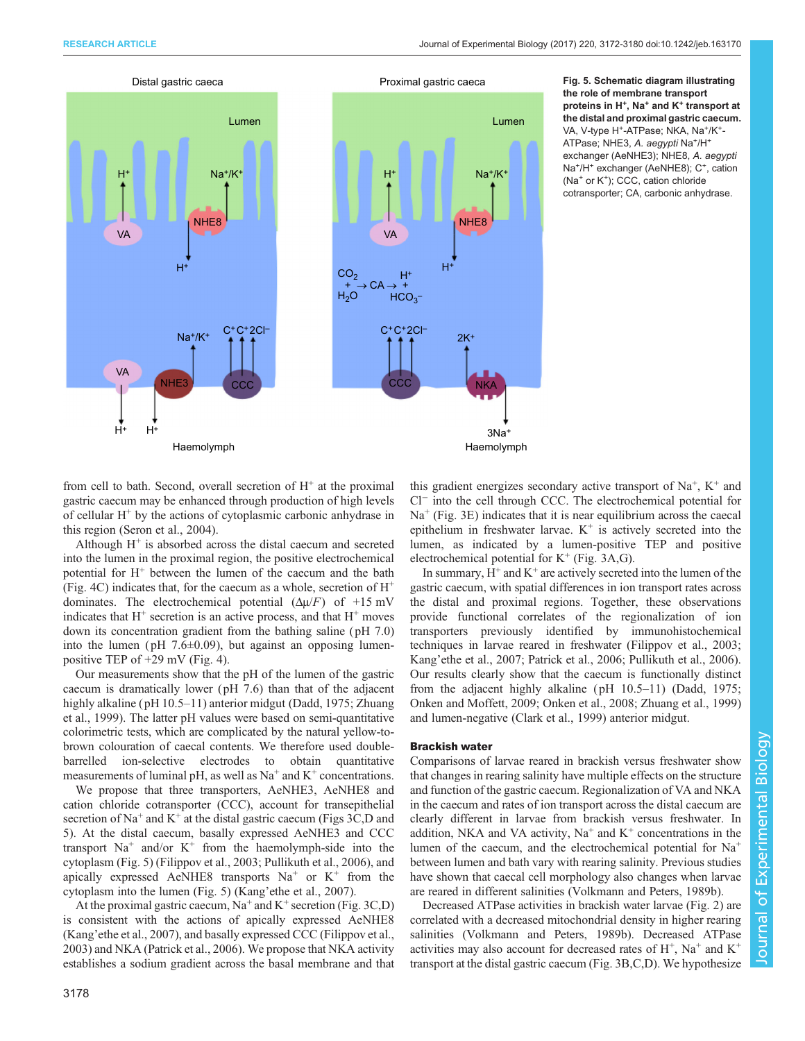Distal gastric caeca

Lumen

$H^+$

$Na^+/K^+$

NHE8

VA

$H^+$

$Na^+/K^+$

$C^+C^+2Cl^-$

VA

NHE3

CCC

$H^+$ $H^+$

Haemolymph

Proximal gastric caeca

Lumen

$H^+$

$Na^+/K^+$

VA

NHE8

$H^+$

$CO_2 + H_2O \rightarrow CA \rightarrow H^+ + HCO_3^-$

$C^+C^+2Cl^-$

$2K^+$

CCC

NKA

$3Na^+$

Haemolymph

**Fig. 5. Schematic diagram illustrating the role of membrane transport proteins in $H^+$, $Na^+$ and $K^+$ transport at the distal and proximal gastric caecum.** VA, V-type $H^+$-ATPase; NKA, $Na^+/K^+$-ATPase; NHE3, *A. aegypti* $Na^+/H^+$ exchanger (AeNHE3); NHE8, *A. aegypti* $Na^+/H^+$ exchanger (AeNHE8); $C^+$, cation ($Na^+$ or $K^+$); CCC, cation chloride cotransporter; CA, carbonic anhydrase.

from cell to bath. Second, overall secretion of $H^+$ at the proximal gastric caecum may be enhanced through production of high levels of cellular $H^+$ by the actions of cytoplasmic carbonic anhydrase in this region (Seron et al., 2004).

Although $H^+$ is absorbed across the distal caecum and secreted into the lumen in the proximal region, the positive electrochemical potential for $H^+$ between the lumen of the caecum and the bath (Fig. 4C) indicates that, for the caecum as a whole, secretion of $H^+$ dominates. The electrochemical potential ($\Delta\mu/F$) of +15 mV indicates that $H^+$ secretion is an active process, and that $H^+$ moves down its concentration gradient from the bathing saline (pH 7.0) into the lumen (pH 7.6±0.09), but against an opposing lumen-positive TEP of +29 mV (Fig. 4).

Our measurements show that the pH of the lumen of the gastric caecum is dramatically lower (pH 7.6) than that of the adjacent highly alkaline (pH 10.5–11) anterior midgut (Dadd, 1975; Zhuang et al., 1999). The latter pH values were based on semi-quantitative colorimetric tests, which are complicated by the natural yellow-to-brown colouration of caecal contents. We therefore used double-barrelled ion-selective electrodes to obtain quantitative measurements of luminal pH, as well as $Na^+$ and $K^+$ concentrations.

We propose that three transporters, AeNHE3, AeNHE8 and cation chloride cotransporter (CCC), account for transepithelial secretion of $Na^+$ and $K^+$ at the distal gastric caecum (Figs 3C,D and 5). At the distal caecum, basally expressed AeNHE3 and CCC transport $Na^+$ and/or $K^+$ from the haemolymph-side into the cytoplasm (Fig. 5) (Filippov et al., 2003; Pullikuth et al., 2006), and apically expressed AeNHE8 transports $Na^+$ or $K^+$ from the cytoplasm into the lumen (Fig. 5) (Kang'ethe et al., 2007).

At the proximal gastric caecum, $Na^+$ and $K^+$ secretion (Fig. 3C,D) is consistent with the actions of apically expressed AeNHE8 (Kang'ethe et al., 2007), and basally expressed CCC (Filippov et al., 2003) and NKA (Patrick et al., 2006). We propose that NKA activity establishes a sodium gradient across the basal membrane and that this gradient energizes secondary active transport of $Na^+$, $K^+$ and $Cl^-$ into the cell through CCC. The electrochemical potential for $Na^+$ (Fig. 3E) indicates that it is near equilibrium across the caecal epithelium in freshwater larvae. $K^+$ is actively secreted into the lumen, as indicated by a lumen-positive TEP and positive electrochemical potential for $K^+$ (Fig. 3A,G).

In summary, $H^+$ and $K^+$ are actively secreted into the lumen of the gastric caecum, with spatial differences in ion transport rates across the distal and proximal regions. Together, these observations provide functional correlates of the regionalization of ion transporters previously identified by immunohistochemical techniques in larvae reared in freshwater (Filippov et al., 2003; Kang'ethe et al., 2007; Patrick et al., 2006; Pullikuth et al., 2006). Our results clearly show that the caecum is functionally distinct from the adjacent highly alkaline (pH 10.5–11) (Dadd, 1975; Onken and Moffett, 2009; Onken et al., 2008; Zhuang et al., 1999) and lumen-negative (Clark et al., 1999) anterior midgut.

### Brackish water

Comparisons of larvae reared in brackish versus freshwater show that changes in rearing salinity have multiple effects on the structure and function of the gastric caecum. Regionalization of VA and NKA in the caecum and rates of ion transport across the distal caecum are clearly different in larvae from brackish versus freshwater. In addition, NKA and VA activity, $Na^+$ and $K^+$ concentrations in the lumen of the caecum, and the electrochemical potential for $Na^+$ between lumen and bath vary with rearing salinity. Previous studies have shown that caecal cell morphology also changes when larvae are reared in different salinities (Volkmann and Peters, 1989b).

Decreased ATPase activities in brackish water larvae (Fig. 2) are correlated with a decreased mitochondrial density in higher rearing salinities (Volkmann and Peters, 1989b). Decreased ATPase activities may also account for decreased rates of $H^+$, $Na^+$ and $K^+$ transport at the distal gastric caecum (Fig. 3B,C,D). We hypothesize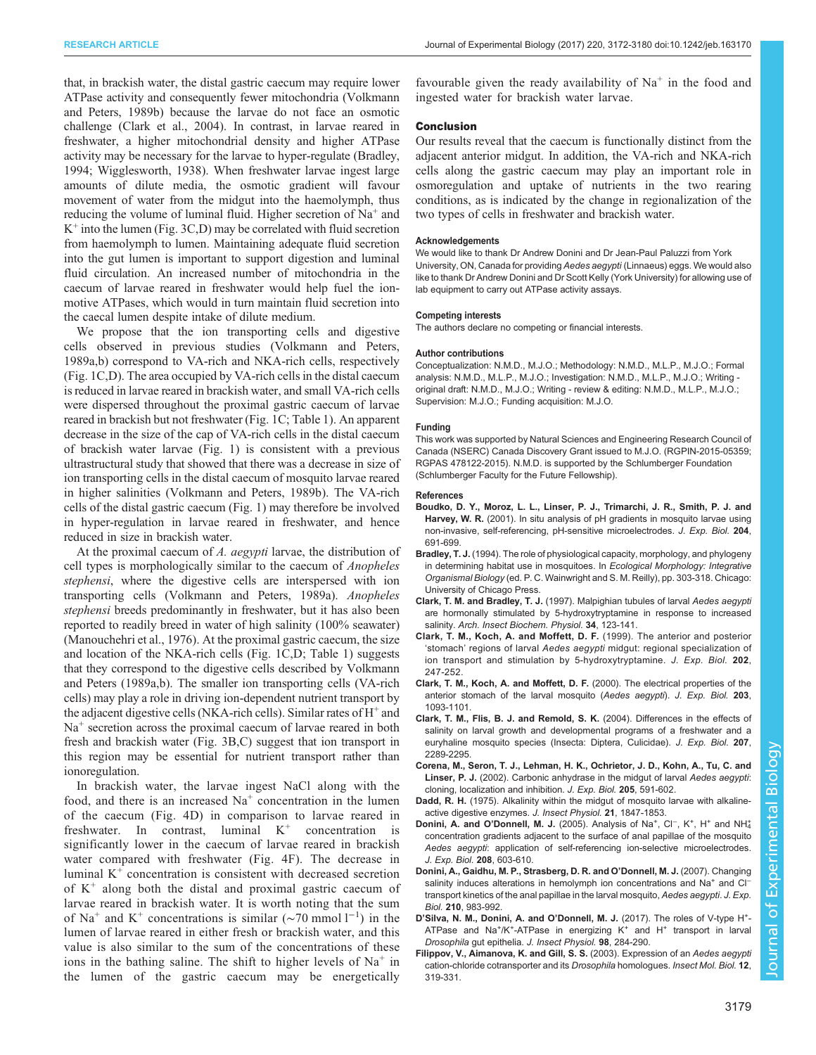that, in brackish water, the distal gastric caecum may require lower ATPase activity and consequently fewer mitochondria (Volkmann and Peters, 1989b) because the larvae do not face an osmotic challenge (Clark et al., 2004). In contrast, in larvae reared in freshwater, a higher mitochondrial density and higher ATPase activity may be necessary for the larvae to hyper-regulate (Bradley, 1994; Wigglesworth, 1938). When freshwater larvae ingest large amounts of dilute media, the osmotic gradient will favour movement of water from the midgut into the haemolymph, thus reducing the volume of luminal fluid. Higher secretion of $Na^+$ and $K^+$ into the lumen (Fig. 3C,D) may be correlated with fluid secretion from haemolymph to lumen. Maintaining adequate fluid secretion into the gut lumen is important to support digestion and luminal fluid circulation. An increased number of mitochondria in the caecum of larvae reared in freshwater would help fuel the ion-motive ATPases, which would in turn maintain fluid secretion into the caecal lumen despite intake of dilute medium.

We propose that the ion transporting cells and digestive cells observed in previous studies (Volkmann and Peters, 1989a,b) correspond to VA-rich and NKA-rich cells, respectively (Fig. 1C,D). The area occupied by VA-rich cells in the distal caecum is reduced in larvae reared in brackish water, and small VA-rich cells were dispersed throughout the proximal gastric caecum of larvae reared in brackish but not freshwater (Fig. 1C; Table 1). An apparent decrease in the size of the cap of VA-rich cells in the distal caecum of brackish water larvae (Fig. 1) is consistent with a previous ultrastructural study that showed that there was a decrease in size of ion transporting cells in the distal caecum of mosquito larvae reared in higher salinities (Volkmann and Peters, 1989b). The VA-rich cells of the distal gastric caecum (Fig. 1) may therefore be involved in hyper-regulation in larvae reared in freshwater, and hence reduced in size in brackish water.

At the proximal caecum of *A. aegypti* larvae, the distribution of cell types is morphologically similar to the caecum of *Anopheles stephensi*, where the digestive cells are interspersed with ion transporting cells (Volkmann and Peters, 1989a). *Anopheles stephensi* breeds predominantly in freshwater, but it has also been reported to readily breed in water of high salinity (100% seawater) (Manouchehri et al., 1976). At the proximal gastric caecum, the size and location of the NKA-rich cells (Fig. 1C,D; Table 1) suggests that they correspond to the digestive cells described by Volkmann and Peters (1989a,b). The smaller ion transporting cells (VA-rich cells) may play a role in driving ion-dependent nutrient transport by the adjacent digestive cells (NKA-rich cells). Similar rates of $H^+$ and $Na^+$ secretion across the proximal caecum of larvae reared in both fresh and brackish water (Fig. 3B,C) suggest that ion transport in this region may be essential for nutrient transport rather than ionoregulation.

In brackish water, the larvae ingest NaCl along with the food, and there is an increased $Na^+$ concentration in the lumen of the caecum (Fig. 4D) in comparison to larvae reared in freshwater. In contrast, luminal $K^+$ concentration is significantly lower in the caecum of larvae reared in brackish water compared with freshwater (Fig. 4F). The decrease in luminal $K^+$ concentration is consistent with decreased secretion of $K^+$ along both the distal and proximal gastric caecum of larvae reared in brackish water. It is worth noting that the sum of $Na^+$ and $K^+$ concentrations is similar (~70 mmol $l^{-1}$) in the lumen of larvae reared in either fresh or brackish water, and this value is also similar to the sum of the concentrations of these ions in the bathing saline. The shift to higher levels of $Na^+$ in the lumen of the gastric caecum may be energetically favourable given the ready availability of $Na^+$ in the food and ingested water for brackish water larvae.

## Conclusion

Our results reveal that the caecum is functionally distinct from the adjacent anterior midgut. In addition, the VA-rich and NKA-rich cells along the gastric caecum may play an important role in osmoregulation and uptake of nutrients in the two rearing conditions, as is indicated by the change in regionalization of the two types of cells in freshwater and brackish water.

#### Acknowledgements

We would like to thank Dr Andrew Donini and Dr Jean-Paul Paluzzi from York University, ON, Canada for providing *Aedes aegypti* (Linnaeus) eggs. We would also like to thank Dr Andrew Donini and Dr Scott Kelly (York University) for allowing use of lab equipment to carry out ATPase activity assays.

#### Competing interests

The authors declare no competing or financial interests.

#### Author contributions

Conceptualization: N.M.D., M.J.O.; Methodology: N.M.D., M.L.P., M.J.O.; Formal analysis: N.M.D., M.L.P., M.J.O.; Investigation: N.M.D., M.L.P., M.J.O.; Writing - original draft: N.M.D., M.J.O.; Writing - review & editing: N.M.D., M.L.P., M.J.O.; Supervision: M.J.O.; Funding acquisition: M.J.O.

#### Funding

This work was supported by Natural Sciences and Engineering Research Council of Canada (NSERC) Canada Discovery Grant issued to M.J.O. (RGPIN-2015-05359; RGPAS 478122-2015). N.M.D. is supported by the Schlumberger Foundation (Schlumberger Faculty for the Future Fellowship).

#### References

**Boudko, D. Y., Moroz, L. L., Linser, P. J., Trimarchi, J. R., Smith, P. J. and Harvey, W. R.** (2001). In situ analysis of pH gradients in mosquito larvae using non-invasive, self-referencing, pH-sensitive microelectrodes. *J. Exp. Biol.* **204**, 691-699.

**Bradley, T. J.** (1994). The role of physiological capacity, morphology, and phylogeny in determining habitat use in mosquitoes. In *Ecological Morphology: Integrative Organismal Biology* (ed. P. C. Wainwright and S. M. Reilly), pp. 303-318. Chicago: University of Chicago Press.

**Clark, T. M. and Bradley, T. J.** (1997). Malpighian tubules of larval *Aedes aegypti* are hormonally stimulated by 5-hydroxytryptamine in response to increased salinity. *Arch. Insect Biochem. Physiol.* **34**, 123-141.

**Clark, T. M., Koch, A. and Moffett, D. F.** (1999). The anterior and posterior 'stomach' regions of larval *Aedes aegypti* midgut: regional specialization of ion transport and stimulation by 5-hydroxytryptamine. *J. Exp. Biol.* **202**, 247-252.

**Clark, T. M., Koch, A. and Moffett, D. F.** (2000). The electrical properties of the anterior stomach of the larval mosquito (*Aedes aegypti*). *J. Exp. Biol.* **203**, 1093-1101.

**Clark, T. M., Flis, B. J. and Remold, S. K.** (2004). Differences in the effects of salinity on larval growth and developmental programs of a freshwater and a euryhaline mosquito species (Insecta: Diptera, Culicidae). *J. Exp. Biol.* **207**, 2289-2295.

**Corena, M., Seron, T. J., Lehman, H. K., Ochrietor, J. D., Kohn, A., Tu, C. and Linser, P. J.** (2002). Carbonic anhydrase in the midgut of larval *Aedes aegypti*: cloning, localization and inhibition. *J. Exp. Biol.* **205**, 591-602.

**Dadd, R. H.** (1975). Alkalinity within the midgut of mosquito larvae with alkaline-active digestive enzymes. *J. Insect Physiol.* **21**, 1847-1853.

**Donini, A. and O'Donnell, M. J.** (2005). Analysis of $Na^+$, $Cl^-$, $K^+$, $H^+$ and $NH_4^+$ concentration gradients adjacent to the surface of anal papillae of the mosquito *Aedes aegypti*: application of self-referencing ion-selective microelectrodes. *J. Exp. Biol.* **208**, 603-610.

**Donini, A., Gaidhu, M. P., Strasberg, D. R. and O'Donnell, M. J.** (2007). Changing salinity induces alterations in hemolymph ion concentrations and $Na^+$ and $Cl^-$ transport kinetics of the anal papillae in the larval mosquito, *Aedes aegypti*. *J. Exp. Biol.* **210**, 983-992.

**D'Silva, N. M., Donini, A. and O'Donnell, M. J.** (2017). The roles of V-type $H^+$-ATPase and $Na^+$/$K^+$-ATPase in energizing $K^+$ and $H^+$ transport in larval *Drosophila* gut epithelia. *J. Insect Physiol.* **98**, 284-290.

**Filippov, V., Aimanova, K. and Gill, S. S.** (2003). Expression of an *Aedes aegypti* cation-chloride cotransporter and its *Drosophila* homologues. *Insect Mol. Biol.* **12**, 319-331.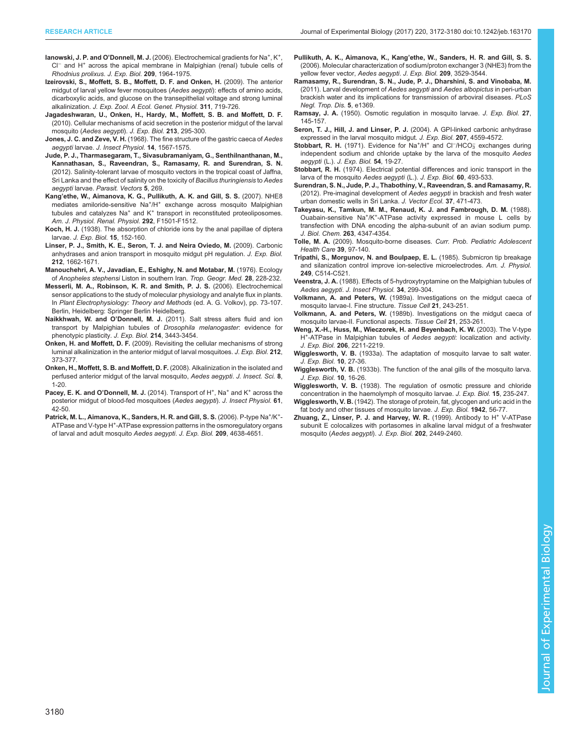**Ianowski, J. P. and O'Donnell, M. J.** (2006). Electrochemical gradients for $Na^+$, $K^+$, $Cl^-$ and $H^+$ across the apical membrane in Malpighian (renal) tubule cells of *Rhodnius prolixus*. *J. Exp. Biol.* **209**, 1964-1975.

**Izeirovski, S., Moffett, S. B., Moffett, D. F. and Onken, H.** (2009). The anterior midgut of larval yellow fever mosquitoes (*Aedes aegypti*): effects of amino acids, dicarboxylic acids, and glucose on the transepithelial voltage and strong luminal alkalinization. *J. Exp. Zool. A Ecol. Genet. Physiol.* **311**, 719-726.

**Jagadeshwaran, U., Onken, H., Hardy, M., Moffett, S. B. and Moffett, D. F.** (2010). Cellular mechanisms of acid secretion in the posterior midgut of the larval mosquito (*Aedes aegypti*). *J. Exp. Biol.* **213**, 295-300.

**Jones, J. C. and Zeve, V. H.** (1968). The fine structure of the gastric caeca of *Aedes aegypti* larvae. *J. Insect Physiol.* **14**, 1567-1575.

**Jude, P. J., Tharmasegaram, T., Sivasubramaniyam, G., Senthilnanthanan, M., Kannathasan, S., Raveendran, S., Ramasamy, R. and Surendran, S. N.** (2012). Salinity-tolerant larvae of mosquito vectors in the tropical coast of Jaffna, Sri Lanka and the effect of salinity on the toxicity of *Bacillus thuringiensis* to *Aedes aegypti* larvae. *Parasit. Vectors* **5**, 269.

**Kang'ethe, W., Aimanova, K. G., Pullikuth, A. K. and Gill, S. S.** (2007). NHE8 mediates amiloride-sensitive $Na^+/H^+$ exchange across mosquito Malpighian tubules and catalyzes $Na^+$ and $K^+$ transport in reconstituted proteoliposomes. *Am. J. Physiol. Renal. Physiol.* **292**, F1501-F1512.

**Koch, H. J.** (1938). The absorption of chloride ions by the anal papillae of diptera larvae. *J. Exp. Biol.* **15**, 152-160.

**Linser, P. J., Smith, K. E., Seron, T. J. and Neira Oviedo, M.** (2009). Carbonic anhydrases and anion transport in mosquito midgut pH regulation. *J. Exp. Biol.* **212**, 1662-1671.

**Manouchehri, A. V., Javadian, E., Eshighy, N. and Motabar, M.** (1976). Ecology of *Anopheles stephensi* Liston in southern Iran. *Trop. Geogr. Med.* **28**, 228-232.

**Messerli, M. A., Robinson, K. R. and Smith, P. J. S.** (2006). Electrochemical sensor applications to the study of molecular physiology and analyte flux in plants. In *Plant Electrophysiology: Theory and Methods* (ed. A. G. Volkov), pp. 73-107. Berlin, Heidelberg: Springer Berlin Heidelberg.

**Naikkhwah, W. and O'Donnell, M. J.** (2011). Salt stress alters fluid and ion transport by Malpighian tubules of *Drosophila melanogaster*: evidence for phenotypic plasticity. *J. Exp. Biol.* **214**, 3443-3454.

**Onken, H. and Moffett, D. F.** (2009). Revisiting the cellular mechanisms of strong luminal alkalinization in the anterior midgut of larval mosquitoes. *J. Exp. Biol.* **212**, 373-377.

**Onken, H., Moffett, S. B. and Moffett, D. F.** (2008). Alkalinization in the isolated and perfused anterior midgut of the larval mosquito, *Aedes aegypti*. *J. Insect. Sci.* **8**, 1-20.

**Pacey, E. K. and O'Donnell, M. J.** (2014). Transport of $H^+$, $Na^+$ and $K^+$ across the posterior midgut of blood-fed mosquitoes (*Aedes aegypti*). *J. Insect Physiol.* **61**, 42-50.

**Patrick, M. L., Aimanova, K., Sanders, H. R. and Gill, S. S.** (2006). P-type $Na^+/K^+$-ATPase and V-type $H^+$-ATPase expression patterns in the osmoregulatory organs of larval and adult mosquito *Aedes aegypti*. *J. Exp. Biol.* **209**, 4638-4651.

**Pullikuth, A. K., Aimanova, K., Kang'ethe, W., Sanders, H. R. and Gill, S. S.** (2006). Molecular characterization of sodium/proton exchanger 3 (NHE3) from the yellow fever vector, *Aedes aegypti*. *J. Exp. Biol.* **209**, 3529-3544.

**Ramasamy, R., Surendran, S. N., Jude, P. J., Dharshini, S. and Vinobaba, M.** (2011). Larval development of *Aedes aegypti* and *Aedes albopictus* in peri-urban brackish water and its implications for transmission of arboviral diseases. *PLoS Negl. Trop. Dis.* **5**, e1369.

**Ramsay, J. A.** (1950). Osmotic regulation in mosquito larvae. *J. Exp. Biol.* **27**, 145-157.

**Seron, T. J., Hill, J. and Linser, P. J.** (2004). A GPI-linked carbonic anhydrase expressed in the larval mosquito midgut. *J. Exp. Biol.* **207**, 4559-4572.

**Stobbart, R. H.** (1971). Evidence for $Na^+/H^+$ and $Cl^-/HCO_3^-$ exchanges during independent sodium and chloride uptake by the larva of the mosquito *Aedes aegypti* (L.). *J. Exp. Biol.* **54**, 19-27.

**Stobbart, R. H.** (1974). Electrical potential differences and ionic transport in the larva of the mosquito *Aedes aegypti* (L.). *J. Exp. Biol.* **60**, 493-533.

**Surendran, S. N., Jude, P. J., Thabothiny, V., Raveendran, S. and Ramasamy, R.** (2012). Pre-imaginal development of *Aedes aegypti* in brackish and fresh water urban domestic wells in Sri Lanka. *J. Vector Ecol.* **37**, 471-473.

**Takeyasu, K., Tamkun, M. M., Renaud, K. J. and Fambrough, D. M.** (1988). Ouabain-sensitive $Na^+/K^+$-ATPase activity expressed in mouse L cells by transfection with DNA encoding the alpha-subunit of an avian sodium pump. *J. Biol. Chem.* **263**, 4347-4354.

**Tolle, M. A.** (2009). Mosquito-borne diseases. *Curr. Prob. Pediatric Adolescent Health Care* **39**, 97-140.

**Tripathi, S., Morgunov, N. and Boulpaep, E. L.** (1985). Submicron tip breakage and silanization control improve ion-selective microelectrodes. *Am. J. Physiol.* **249**, C514-C521.

**Veenstra, J. A.** (1988). Effects of 5-hydroxytryptamine on the Malpighian tubules of *Aedes aegypti*. *J. Insect Physiol.* **34**, 299-304.

**Volkmann, A. and Peters, W.** (1989a). Investigations on the midgut caeca of mosquito larvae-I. Fine structure. *Tissue Cell* **21**, 243-251.

**Volkmann, A. and Peters, W.** (1989b). Investigations on the midgut caeca of mosquito larvae-II. Functional aspects. *Tissue Cell* **21**, 253-261.

**Weng, X.-H., Huss, M., Wieczorek, H. and Beyenbach, K. W.** (2003). The V-type $H^+$-ATPase in Malpighian tubules of *Aedes aegypti*: localization and activity. *J. Exp. Biol.* **206**, 2211-2219.

**Wigglesworth, V. B.** (1933a). The adaptation of mosquito larvae to salt water. *J. Exp. Biol.* **10**, 27-36.

**Wigglesworth, V. B.** (1933b). The function of the anal gills of the mosquito larva. *J. Exp. Biol.* **10**, 16-26.

**Wigglesworth, V. B.** (1938). The regulation of osmotic pressure and chloride concentration in the haemolymph of mosquito larvae. *J. Exp. Biol.* **15**, 235-247.

**Wigglesworth, V. B.** (1942). The storage of protein, fat, glycogen and uric acid in the fat body and other tissues of mosquito larvae. *J. Exp. Biol.* **1942**, 56-77.

**Zhuang, Z., Linser, P. J. and Harvey, W. R.** (1999). Antibody to $H^+$ V-ATPase subunit E colocalizes with portasomes in alkaline larval midgut of a freshwater mosquito (*Aedes aegypti*). *J. Exp. Biol.* **202**, 2449-2460.